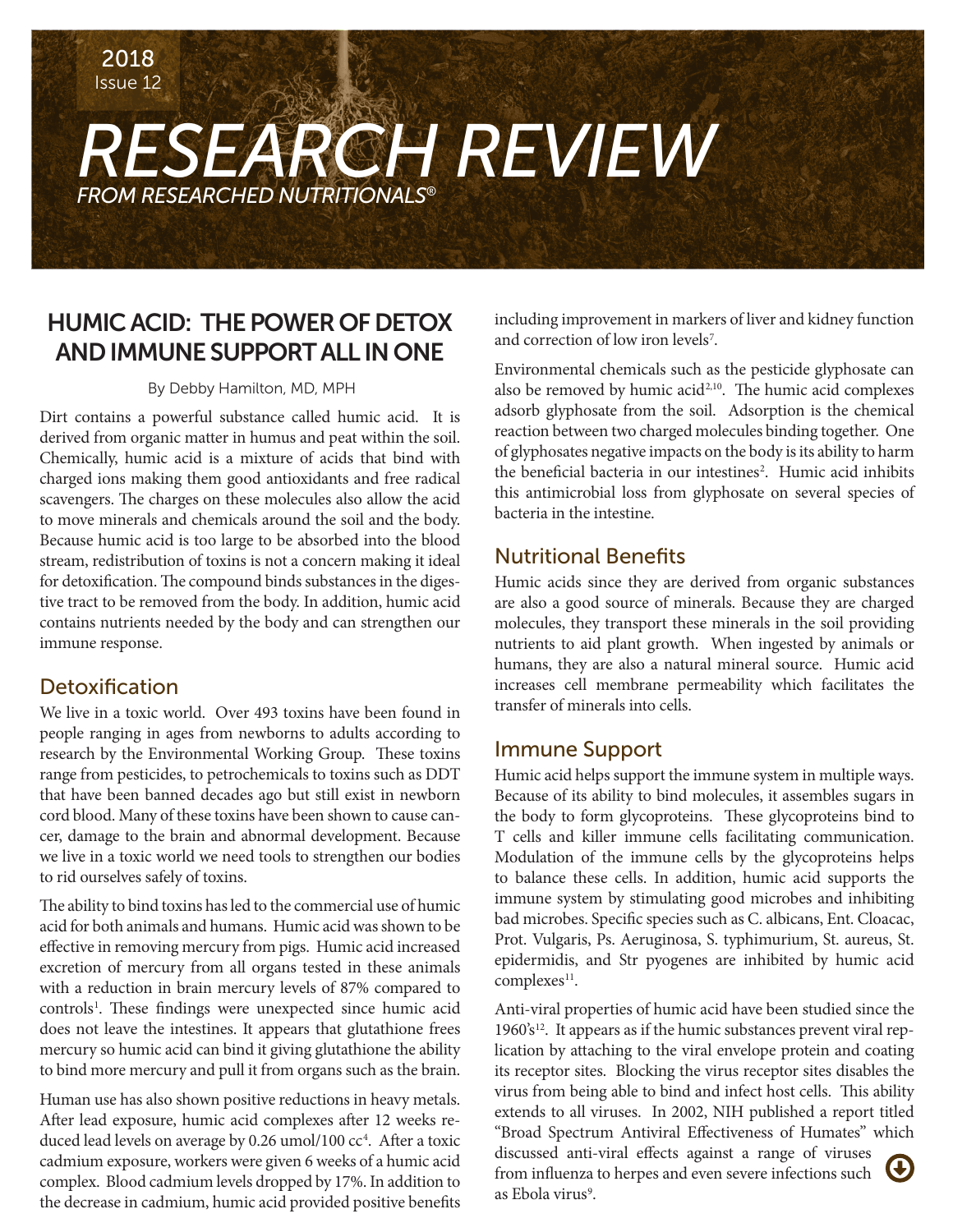2018
Issue 12

# RESEARCH REVIEW

*FROM RESEARCHED NUTRITIONALS®*

## HUMIC ACID: THE POWER OF DETOX AND IMMUNE SUPPORT ALL IN ONE

By Debby Hamilton, MD, MPH

Dirt contains a powerful substance called humic acid. It is derived from organic matter in humus and peat within the soil. Chemically, humic acid is a mixture of acids that bind with charged ions making them good antioxidants and free radical scavengers. The charges on these molecules also allow the acid to move minerals and chemicals around the soil and the body. Because humic acid is too large to be absorbed into the blood stream, redistribution of toxins is not a concern making it ideal for detoxification. The compound binds substances in the digestive tract to be removed from the body. In addition, humic acid contains nutrients needed by the body and can strengthen our immune response.

### Detoxification

We live in a toxic world. Over 493 toxins have been found in people ranging in ages from newborns to adults according to research by the Environmental Working Group. These toxins range from pesticides, to petrochemicals to toxins such as DDT that have been banned decades ago but still exist in newborn cord blood. Many of these toxins have been shown to cause cancer, damage to the brain and abnormal development. Because we live in a toxic world we need tools to strengthen our bodies to rid ourselves safely of toxins.

The ability to bind toxins has led to the commercial use of humic acid for both animals and humans. Humic acid was shown to be effective in removing mercury from pigs. Humic acid increased excretion of mercury from all organs tested in these animals with a reduction in brain mercury levels of 87% compared to controls[1]. These findings were unexpected since humic acid does not leave the intestines. It appears that glutathione frees mercury so humic acid can bind it giving glutathione the ability to bind more mercury and pull it from organs such as the brain.

Human use has also shown positive reductions in heavy metals. After lead exposure, humic acid complexes after 12 weeks reduced lead levels on average by 0.26 umol/100 cc[4]. After a toxic cadmium exposure, workers were given 6 weeks of a humic acid complex. Blood cadmium levels dropped by 17%. In addition to the decrease in cadmium, humic acid provided positive benefits including improvement in markers of liver and kidney function and correction of low iron levels[7].

Environmental chemicals such as the pesticide glyphosate can also be removed by humic acid[2,10]. The humic acid complexes adsorb glyphosate from the soil. Adsorption is the chemical reaction between two charged molecules binding together. One of glyphosates negative impacts on the body is its ability to harm the beneficial bacteria in our intestines[2]. Humic acid inhibits this antimicrobial loss from glyphosate on several species of bacteria in the intestine.

### Nutritional Benefits

Humic acids since they are derived from organic substances are also a good source of minerals. Because they are charged molecules, they transport these minerals in the soil providing nutrients to aid plant growth. When ingested by animals or humans, they are also a natural mineral source. Humic acid increases cell membrane permeability which facilitates the transfer of minerals into cells.

### Immune Support

Humic acid helps support the immune system in multiple ways. Because of its ability to bind molecules, it assembles sugars in the body to form glycoproteins. These glycoproteins bind to T cells and killer immune cells facilitating communication. Modulation of the immune cells by the glycoproteins helps to balance these cells. In addition, humic acid supports the immune system by stimulating good microbes and inhibiting bad microbes. Specific species such as C. albicans, Ent. Cloacac, Prot. Vulgaris, Ps. Aeruginosa, S. typhimurium, St. aureus, St. epidermidis, and Str pyogenes are inhibited by humic acid complexes[11].

Anti-viral properties of humic acid have been studied since the 1960's[12]. It appears as if the humic substances prevent viral replication by attaching to the viral envelope protein and coating its receptor sites. Blocking the virus receptor sites disables the virus from being able to bind and infect host cells. This ability extends to all viruses. In 2002, NIH published a report titled "Broad Spectrum Antiviral Effectiveness of Humates" which discussed anti-viral effects against a range of viruses from influenza to herpes and even severe infections such as Ebola virus[9].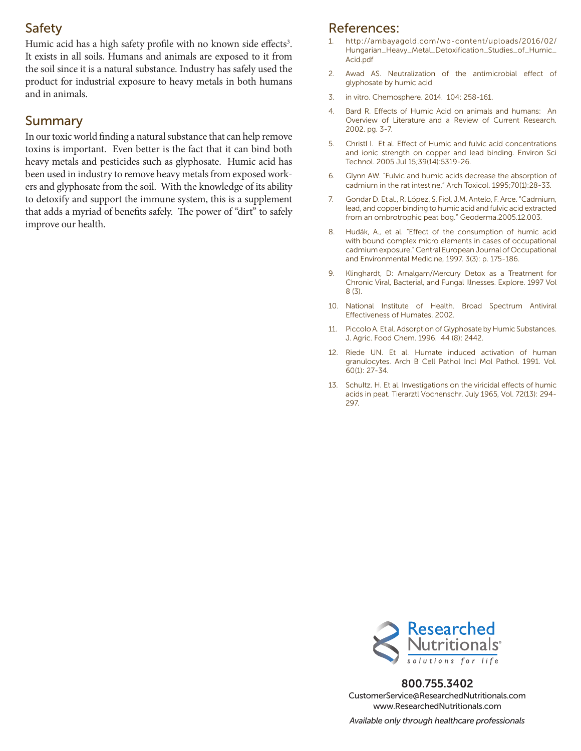## Safety

Humic acid has a high safety profile with no known side effects[3]. It exists in all soils. Humans and animals are exposed to it from the soil since it is a natural substance. Industry has safely used the product for industrial exposure to heavy metals in both humans and in animals.

## Summary

In our toxic world finding a natural substance that can help remove toxins is important. Even better is the fact that it can bind both heavy metals and pesticides such as glyphosate. Humic acid has been used in industry to remove heavy metals from exposed workers and glyphosate from the soil. With the knowledge of its ability to detoxify and support the immune system, this is a supplement that adds a myriad of benefits safely. The power of "dirt" to safely improve our health.

## References:

1. http://ambayagold.com/wp-content/uploads/2016/02/Hungarian_Heavy_Metal_Detoxification_Studies_of_Humic_Acid.pdf
2. Awad AS. Neutralization of the antimicrobial effect of glyphosate by humic acid
3. in vitro. Chemosphere. 2014. 104: 258-161.
4. Bard R. Effects of Humic Acid on animals and humans: An Overview of Literature and a Review of Current Research. 2002. pg. 3-7.
5. Christl I. Et al. Effect of Humic and fulvic acid concentrations and ionic strength on copper and lead binding. Environ Sci Technol. 2005 Jul 15;39(14):5319-26.
6. Glynn AW. "Fulvic and humic acids decrease the absorption of cadmium in the rat intestine." Arch Toxicol. 1995;70(1):28-33.
7. Gondar D. Et al., R. López, S. Fiol, J.M. Antelo, F. Arce. "Cadmium, lead, and copper binding to humic acid and fulvic acid extracted from an ombrotrophic peat bog." Geoderma.2005.12.003.
8. Hudák, A., et al. "Effect of the consumption of humic acid with bound complex micro elements in cases of occupational cadmium exposure." Central European Journal of Occupational and Environmental Medicine, 1997. 3(3): p. 175-186.
9. Klinghardt, D: Amalgam/Mercury Detox as a Treatment for Chronic Viral, Bacterial, and Fungal Illnesses. Explore. 1997 Vol 8 (3).
10. National Institute of Health. Broad Spectrum Antiviral Effectiveness of Humates. 2002.
11. Piccolo A. Et al. Adsorption of Glyphosate by Humic Substances. J. Agric. Food Chem. 1996. 44 (8): 2442.
12. Riede UN. Et al. Humate induced activation of human granulocytes. Arch B Cell Pathol Incl Mol Pathol. 1991. Vol. 60(1): 27-34.
13. Schultz. H. Et al. Investigations on the viricidal effects of humic acids in peat. Tierarztl Vochenschr. July 1965, Vol. 72(13): 294-297.

Researched Nutritionals®
*solutions for life*

**800.755.3402**
CustomerService@ResearchedNutritionals.com
www.ResearchedNutritionals.com

*Available only through healthcare professionals*